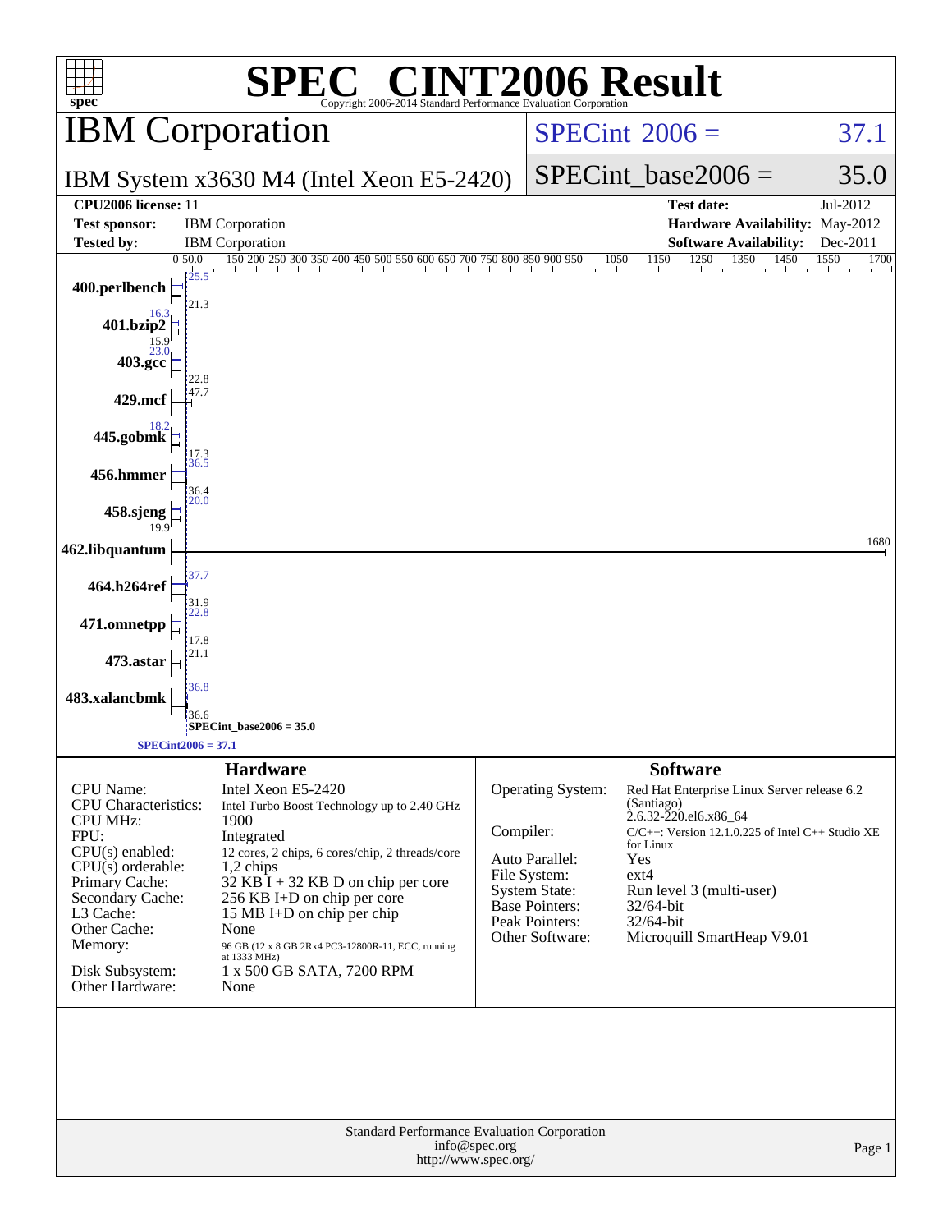# SPEC® CINT2006 Result

Copyright 2006-2014 Standard Performance Evaluation Corporation

## IBM Corporation

IBM System x3630 M4 (Intel Xeon E5-2420)

SPECint 2006 = 37.1

SPECint_base2006 = 35.0

| | | | |
|---|---|---|---|
| **CPU2006 license:** | 11 | **Test date:** | Jul-2012 |
| **Test sponsor:** | IBM Corporation | **Hardware Availability:** | May-2012 |
| **Tested by:** | IBM Corporation | **Software Availability:** | Dec-2011 |

| Benchmark | Peak | Base |
|---|---|---|
| 400.perlbench | 25.5 | 21.3 |
| 401.bzip2 | 16.3 | 15.9 |
| 403.gcc | 23.0 | 22.8 |
| 429.mcf | | 47.7 |
| 445.gobmk | 18.2 | 17.3 |
| 456.hmmer | 36.5 | 36.4 |
| 458.sjeng | 20.0 | 19.9 |
| 462.libquantum | | 1680 |
| 464.h264ref | 37.7 | 31.9 |
| 471.omnetpp | 22.8 | 17.8 |
| 473.astar | | 21.1 |
| 483.xalancbmk | 36.8 | 36.6 |

SPECint_base2006 = 35.0

SPECint2006 = 37.1

### Hardware

| | |
|---|---|
| CPU Name: | Intel Xeon E5-2420 |
| CPU Characteristics: | Intel Turbo Boost Technology up to 2.40 GHz |
| CPU MHz: | 1900 |
| FPU: | Integrated |
| CPU(s) enabled: | 12 cores, 2 chips, 6 cores/chip, 2 threads/core |
| CPU(s) orderable: | 1,2 chips |
| Primary Cache: | 32 KB I + 32 KB D on chip per core |
| Secondary Cache: | 256 KB I+D on chip per core |
| L3 Cache: | 15 MB I+D on chip per chip |
| Other Cache: | None |
| Memory: | 96 GB (12 x 8 GB 2Rx4 PC3-12800R-11, ECC, running at 1333 MHz) |
| Disk Subsystem: | 1 x 500 GB SATA, 7200 RPM |
| Other Hardware: | None |

### Software

| | |
|---|---|
| Operating System: | Red Hat Enterprise Linux Server release 6.2 (Santiago) 2.6.32-220.el6.x86_64 |
| Compiler: | C/C++: Version 12.1.0.225 of Intel C++ Studio XE for Linux |
| Auto Parallel: | Yes |
| File System: | ext4 |
| System State: | Run level 3 (multi-user) |
| Base Pointers: | 32/64-bit |
| Peak Pointers: | 32/64-bit |
| Other Software: | Microquill SmartHeap V9.01 |

Standard Performance Evaluation Corporation
info@spec.org
http://www.spec.org/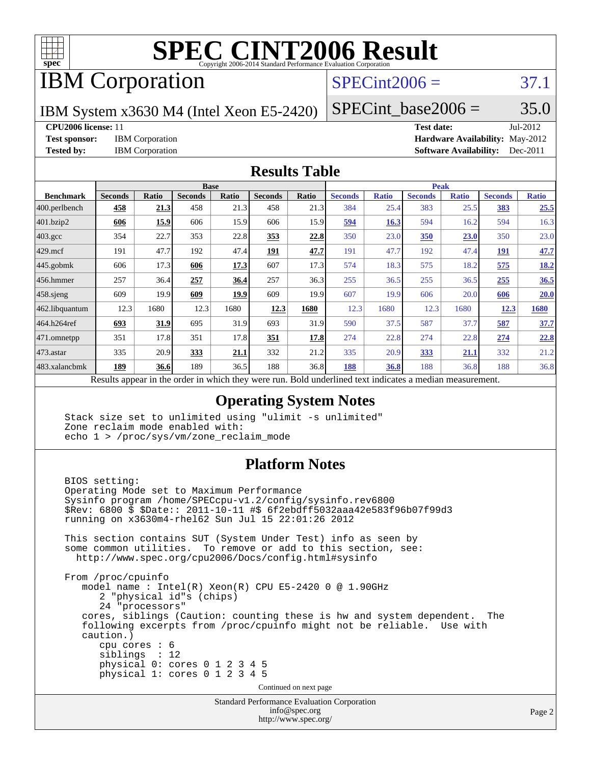# SPEC CINT2006 Result

Copyright 2006-2014 Standard Performance Evaluation Corporation

# IBM Corporation

IBM System x3630 M4 (Intel Xeon E5-2420)

SPECint2006 = 37.1

SPECint_base2006 = 35.0

**CPU2006 license:** 11
**Test sponsor:** IBM Corporation
**Tested by:** IBM Corporation

**Test date:** Jul-2012
**Hardware Availability:** May-2012
**Software Availability:** Dec-2011

## Results Table

| Benchmark | Base | | | | | | Peak | | | | | |
|---|---|---|---|---|---|---|---|---|---|---|---|---|
| | Seconds | Ratio | Seconds | Ratio | Seconds | Ratio | Seconds | Ratio | Seconds | Ratio | Seconds | Ratio |
| 400.perlbench | **458** | **21.3** | 458 | 21.3 | 458 | 21.3 | 384 | 25.4 | 383 | 25.5 | **383** | **25.5** |
| 401.bzip2 | **606** | **15.9** | 606 | 15.9 | 606 | 15.9 | **594** | **16.3** | 594 | 16.2 | 594 | 16.3 |
| 403.gcc | 354 | 22.7 | 353 | 22.8 | **353** | **22.8** | 350 | 23.0 | **350** | **23.0** | 350 | 23.0 |
| 429.mcf | 191 | 47.7 | 192 | 47.4 | **191** | **47.7** | 191 | 47.7 | 192 | 47.4 | **191** | **47.7** |
| 445.gobmk | 606 | 17.3 | **606** | **17.3** | 607 | 17.3 | 574 | 18.3 | 575 | 18.2 | **575** | **18.2** |
| 456.hmmer | 257 | 36.4 | **257** | **36.4** | 257 | 36.3 | 255 | 36.5 | 255 | 36.5 | **255** | **36.5** |
| 458.sjeng | 609 | 19.9 | **609** | **19.9** | 609 | 19.9 | 607 | 19.9 | 606 | 20.0 | **606** | **20.0** |
| 462.libquantum | 12.3 | 1680 | 12.3 | 1680 | **12.3** | **1680** | 12.3 | 1680 | 12.3 | 1680 | **12.3** | **1680** |
| 464.h264ref | **693** | **31.9** | 695 | 31.9 | 693 | 31.9 | 590 | 37.5 | 587 | 37.7 | **587** | **37.7** |
| 471.omnetpp | 351 | 17.8 | 351 | 17.8 | **351** | **17.8** | 274 | 22.8 | 274 | 22.8 | **274** | **22.8** |
| 473.astar | 335 | 20.9 | **333** | **21.1** | 332 | 21.2 | 335 | 20.9 | **333** | **21.1** | 332 | 21.2 |
| 483.xalancbmk | **189** | **36.6** | 189 | 36.5 | 188 | 36.8 | **188** | **36.8** | 188 | 36.8 | 188 | 36.8 |

Results appear in the order in which they were run. Bold underlined text indicates a median measurement.

## Operating System Notes

```
Stack size set to unlimited using "ulimit -s unlimited"
Zone reclaim mode enabled with:
echo 1 > /proc/sys/vm/zone_reclaim_mode
```

## Platform Notes

```
BIOS setting:
Operating Mode set to Maximum Performance
Sysinfo program /home/SPECcpu-v1.2/config/sysinfo.rev6800
$Rev: 6800 $ $Date:: 2011-10-11 #$ 6f2ebdff5032aaa42e583f96b07f99d3
running on x3630m4-rhel62 Sun Jul 15 22:01:26 2012

This section contains SUT (System Under Test) info as seen by
some common utilities.  To remove or add to this section, see:
  http://www.spec.org/cpu2006/Docs/config.html#sysinfo

From /proc/cpuinfo
   model name : Intel(R) Xeon(R) CPU E5-2420 0 @ 1.90GHz
      2 "physical id"s (chips)
      24 "processors"
   cores, siblings (Caution: counting these is hw and system dependent.  The
   following excerpts from /proc/cpuinfo might not be reliable.  Use with
   caution.)
      cpu cores : 6
      siblings  : 12
      physical 0: cores 0 1 2 3 4 5
      physical 1: cores 0 1 2 3 4 5
```

Continued on next page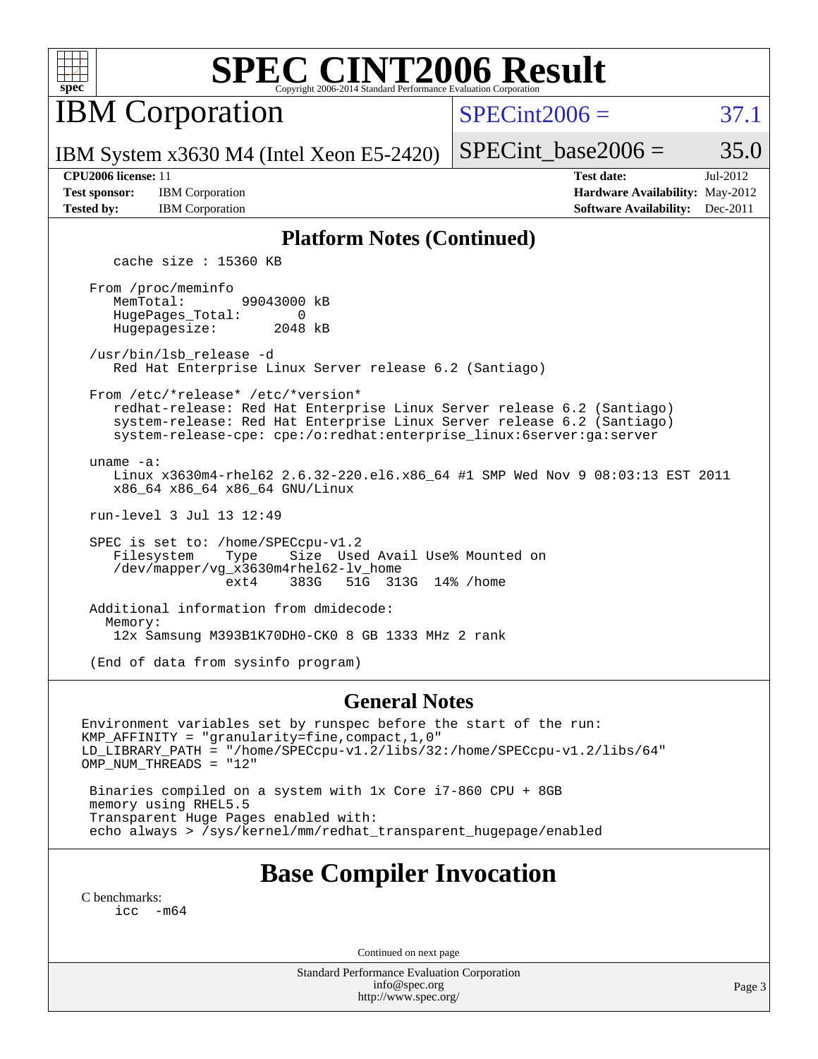# SPEC CINT2006 Result

## IBM Corporation

IBM System x3630 M4 (Intel Xeon E5-2420)

SPECint2006 = 37.1

SPECint_base2006 = 35.0

**CPU2006 license:** 11
**Test sponsor:** IBM Corporation
**Tested by:** IBM Corporation

**Test date:** Jul-2012
**Hardware Availability:** May-2012
**Software Availability:** Dec-2011

## Platform Notes (Continued)

```
    cache size : 15360 KB

 From /proc/meminfo
    MemTotal:       99043000 kB
    HugePages_Total:       0
    Hugepagesize:       2048 kB

 /usr/bin/lsb_release -d
    Red Hat Enterprise Linux Server release 6.2 (Santiago)

 From /etc/*release* /etc/*version*
    redhat-release: Red Hat Enterprise Linux Server release 6.2 (Santiago)
    system-release: Red Hat Enterprise Linux Server release 6.2 (Santiago)
    system-release-cpe: cpe:/o:redhat:enterprise_linux:6server:ga:server

 uname -a:
    Linux x3630m4-rhel62 2.6.32-220.el6.x86_64 #1 SMP Wed Nov 9 08:03:13 EST 2011
    x86_64 x86_64 x86_64 GNU/Linux

 run-level 3 Jul 13 12:49

 SPEC is set to: /home/SPECcpu-v1.2
    Filesystem    Type    Size  Used Avail Use% Mounted on
    /dev/mapper/vg_x3630m4rhel62-lv_home
                  ext4    383G   51G  313G  14% /home

 Additional information from dmidecode:
   Memory:
    12x Samsung M393B1K70DH0-CK0 8 GB 1333 MHz 2 rank

 (End of data from sysinfo program)
```

## General Notes

```
Environment variables set by runspec before the start of the run:
KMP_AFFINITY = "granularity=fine,compact,1,0"
LD_LIBRARY_PATH = "/home/SPECcpu-v1.2/libs/32:/home/SPECcpu-v1.2/libs/64"
OMP_NUM_THREADS = "12"

 Binaries compiled on a system with 1x Core i7-860 CPU + 8GB
 memory using RHEL5.5
 Transparent Huge Pages enabled with:
 echo always > /sys/kernel/mm/redhat_transparent_hugepage/enabled
```

## Base Compiler Invocation

C benchmarks:
```
icc  -m64
```

Continued on next page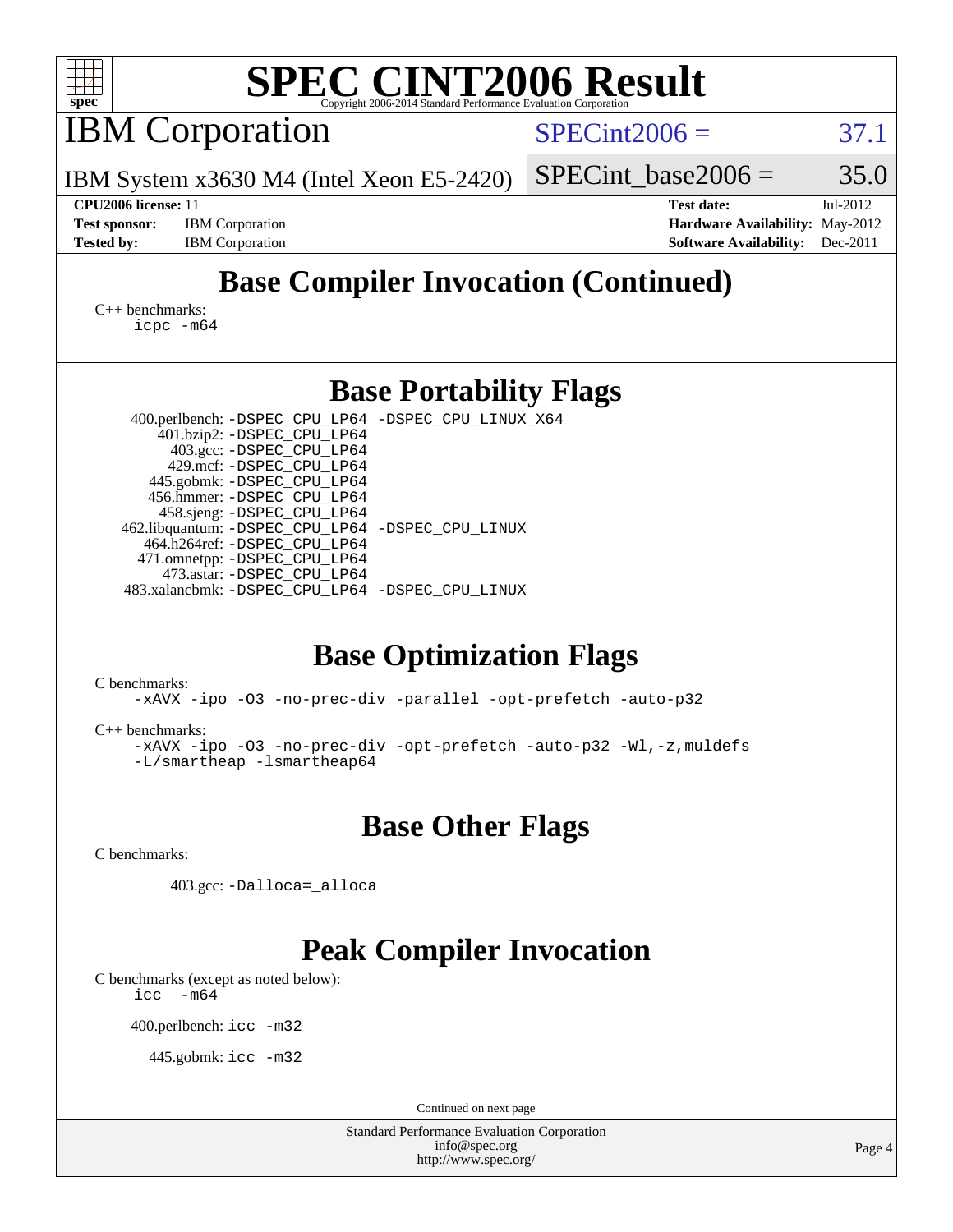# SPEC CINT2006 Result

## IBM Corporation

IBM System x3630 M4 (Intel Xeon E5-2420)

SPECint2006 = 37.1

SPECint_base2006 = 35.0

**CPU2006 license:** 11
**Test sponsor:** IBM Corporation
**Tested by:** IBM Corporation

**Test date:** Jul-2012
**Hardware Availability:** May-2012
**Software Availability:** Dec-2011

## Base Compiler Invocation (Continued)

C++ benchmarks:
```
icpc -m64
```

## Base Portability Flags

| | |
|---|---|
| 400.perlbench: | -DSPEC_CPU_LP64 -DSPEC_CPU_LINUX_X64 |
| 401.bzip2: | -DSPEC_CPU_LP64 |
| 403.gcc: | -DSPEC_CPU_LP64 |
| 429.mcf: | -DSPEC_CPU_LP64 |
| 445.gobmk: | -DSPEC_CPU_LP64 |
| 456.hmmer: | -DSPEC_CPU_LP64 |
| 458.sjeng: | -DSPEC_CPU_LP64 |
| 462.libquantum: | -DSPEC_CPU_LP64 -DSPEC_CPU_LINUX |
| 464.h264ref: | -DSPEC_CPU_LP64 |
| 471.omnetpp: | -DSPEC_CPU_LP64 |
| 473.astar: | -DSPEC_CPU_LP64 |
| 483.xalancbmk: | -DSPEC_CPU_LP64 -DSPEC_CPU_LINUX |

## Base Optimization Flags

C benchmarks:
```
-xAVX -ipo -O3 -no-prec-div -parallel -opt-prefetch -auto-p32
```

C++ benchmarks:
```
-xAVX -ipo -O3 -no-prec-div -opt-prefetch -auto-p32 -Wl,-z,muldefs
-L/smartheap -lsmartheap64
```

## Base Other Flags

C benchmarks:

403.gcc: `-Dalloca=_alloca`

## Peak Compiler Invocation

C benchmarks (except as noted below):
```
icc -m64
```

400.perlbench: `icc -m32`

445.gobmk: `icc -m32`

Continued on next page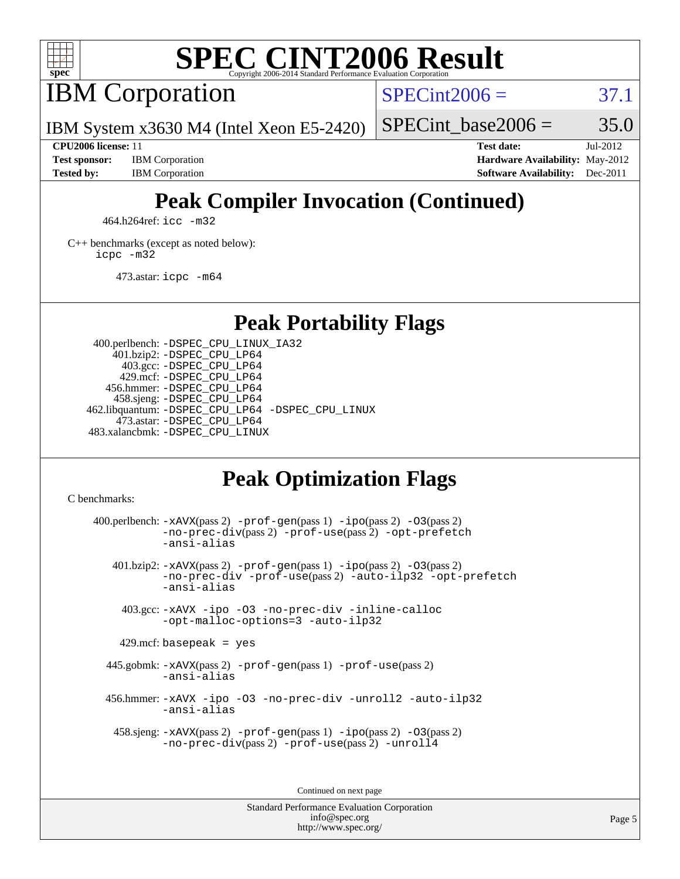# Peak Compiler Invocation (Continued)

464.h264ref: icc -m32

C++ benchmarks (except as noted below):
icpc -m32

473.astar: icpc -m64

# Peak Portability Flags

400.perlbench: -DSPEC_CPU_LINUX_IA32
401.bzip2: -DSPEC_CPU_LP64
403.gcc: -DSPEC_CPU_LP64
429.mcf: -DSPEC_CPU_LP64
456.hmmer: -DSPEC_CPU_LP64
458.sjeng: -DSPEC_CPU_LP64
462.libquantum: -DSPEC_CPU_LP64 -DSPEC_CPU_LINUX
473.astar: -DSPEC_CPU_LP64
483.xalancbmk: -DSPEC_CPU_LINUX

# Peak Optimization Flags

C benchmarks:

400.perlbench: -xAVX(pass 2) -prof-gen(pass 1) -ipo(pass 2) -O3(pass 2) -no-prec-div(pass 2) -prof-use(pass 2) -opt-prefetch -ansi-alias

401.bzip2: -xAVX(pass 2) -prof-gen(pass 1) -ipo(pass 2) -O3(pass 2) -no-prec-div -prof-use(pass 2) -auto-ilp32 -opt-prefetch -ansi-alias

403.gcc: -xAVX -ipo -O3 -no-prec-div -inline-calloc -opt-malloc-options=3 -auto-ilp32

429.mcf: basepeak = yes

445.gobmk: -xAVX(pass 2) -prof-gen(pass 1) -prof-use(pass 2) -ansi-alias

456.hmmer: -xAVX -ipo -O3 -no-prec-div -unroll2 -auto-ilp32 -ansi-alias

458.sjeng: -xAVX(pass 2) -prof-gen(pass 1) -ipo(pass 2) -O3(pass 2) -no-prec-div(pass 2) -prof-use(pass 2) -unroll4

Continued on next page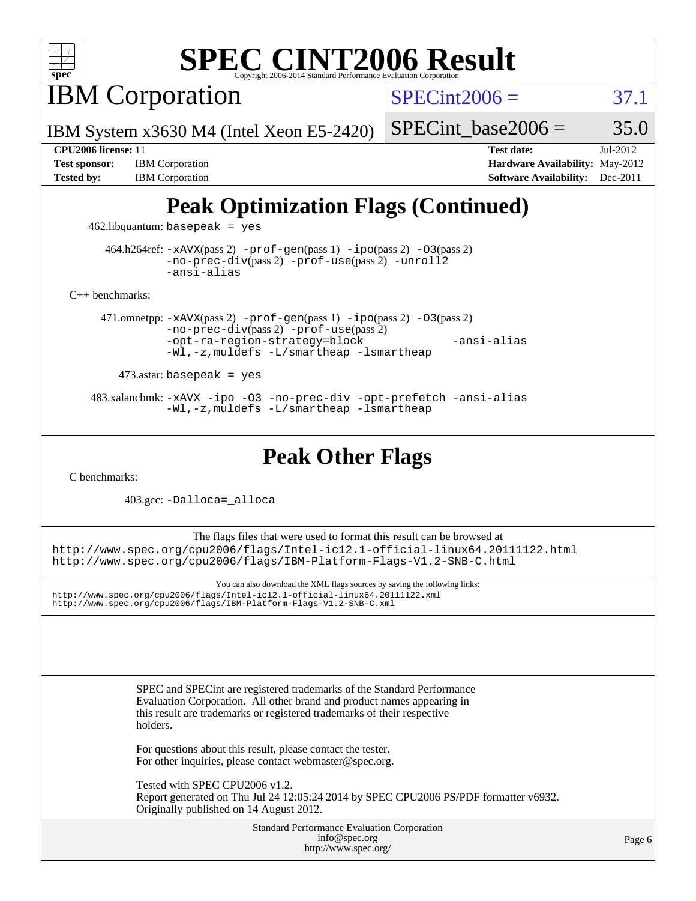# Peak Optimization Flags (Continued)

462.libquantum: basepeak = yes

464.h264ref: -xAVX(pass 2) -prof-gen(pass 1) -ipo(pass 2) -O3(pass 2) -no-prec-div(pass 2) -prof-use(pass 2) -unroll2 -ansi-alias

C++ benchmarks:

471.omnetpp: -xAVX(pass 2) -prof-gen(pass 1) -ipo(pass 2) -O3(pass 2) -no-prec-div(pass 2) -prof-use(pass 2) -opt-ra-region-strategy=block -ansi-alias -Wl,-z,muldefs -L/smartheap -lsmartheap

473.astar: basepeak = yes

483.xalancbmk: -xAVX -ipo -O3 -no-prec-div -opt-prefetch -ansi-alias -Wl,-z,muldefs -L/smartheap -lsmartheap

# Peak Other Flags

C benchmarks:

403.gcc: -Dalloca=_alloca

The flags files that were used to format this result can be browsed at
http://www.spec.org/cpu2006/flags/Intel-ic12.1-official-linux64.20111122.html
http://www.spec.org/cpu2006/flags/IBM-Platform-Flags-V1.2-SNB-C.html

You can also download the XML flags sources by saving the following links:
http://www.spec.org/cpu2006/flags/Intel-ic12.1-official-linux64.20111122.xml
http://www.spec.org/cpu2006/flags/IBM-Platform-Flags-V1.2-SNB-C.xml

SPEC and SPECint are registered trademarks of the Standard Performance Evaluation Corporation. All other brand and product names appearing in this result are trademarks or registered trademarks of their respective holders.

For questions about this result, please contact the tester.
For other inquiries, please contact webmaster@spec.org.

Tested with SPEC CPU2006 v1.2.
Report generated on Thu Jul 24 12:05:24 2014 by SPEC CPU2006 PS/PDF formatter v6932.
Originally published on 14 August 2012.